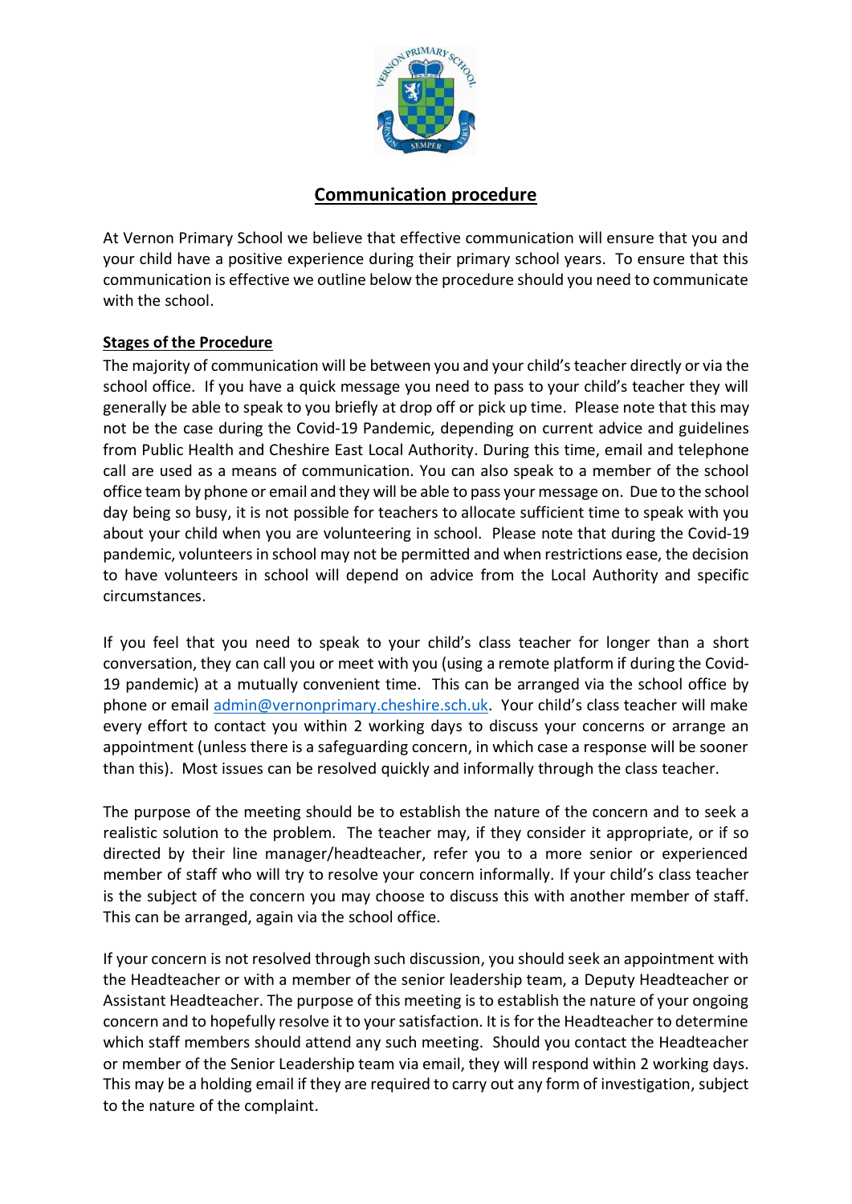# Communication procedure

At Vernon Primary School we believe that effective communication will ensure that you and your child have a positive experience during their primary school years. To ensure that this communication is effective we outline below the procedure should you need to communicate with the school.

## Stages of the Procedure

The majority of communication will be between you and your child's teacher directly or via the school office. If you have a quick message you need to pass to your child's teacher they will generally be able to speak to you briefly at drop off or pick up time. Please note that this may not be the case during the Covid-19 Pandemic, depending on current advice and guidelines from Public Health and Cheshire East Local Authority. During this time, email and telephone call are used as a means of communication. You can also speak to a member of the school office team by phone or email and they will be able to pass your message on. Due to the school day being so busy, it is not possible for teachers to allocate sufficient time to speak with you about your child when you are volunteering in school. Please note that during the Covid-19 pandemic, volunteers in school may not be permitted and when restrictions ease, the decision to have volunteers in school will depend on advice from the Local Authority and specific circumstances.

If you feel that you need to speak to your child's class teacher for longer than a short conversation, they can call you or meet with you (using a remote platform if during the Covid-19 pandemic) at a mutually convenient time. This can be arranged via the school office by phone or email admin@vernonprimary.cheshire.sch.uk. Your child's class teacher will make every effort to contact you within 2 working days to discuss your concerns or arrange an appointment (unless there is a safeguarding concern, in which case a response will be sooner than this). Most issues can be resolved quickly and informally through the class teacher.

The purpose of the meeting should be to establish the nature of the concern and to seek a realistic solution to the problem. The teacher may, if they consider it appropriate, or if so directed by their line manager/headteacher, refer you to a more senior or experienced member of staff who will try to resolve your concern informally. If your child's class teacher is the subject of the concern you may choose to discuss this with another member of staff. This can be arranged, again via the school office.

If your concern is not resolved through such discussion, you should seek an appointment with the Headteacher or with a member of the senior leadership team, a Deputy Headteacher or Assistant Headteacher. The purpose of this meeting is to establish the nature of your ongoing concern and to hopefully resolve it to your satisfaction. It is for the Headteacher to determine which staff members should attend any such meeting. Should you contact the Headteacher or member of the Senior Leadership team via email, they will respond within 2 working days. This may be a holding email if they are required to carry out any form of investigation, subject to the nature of the complaint.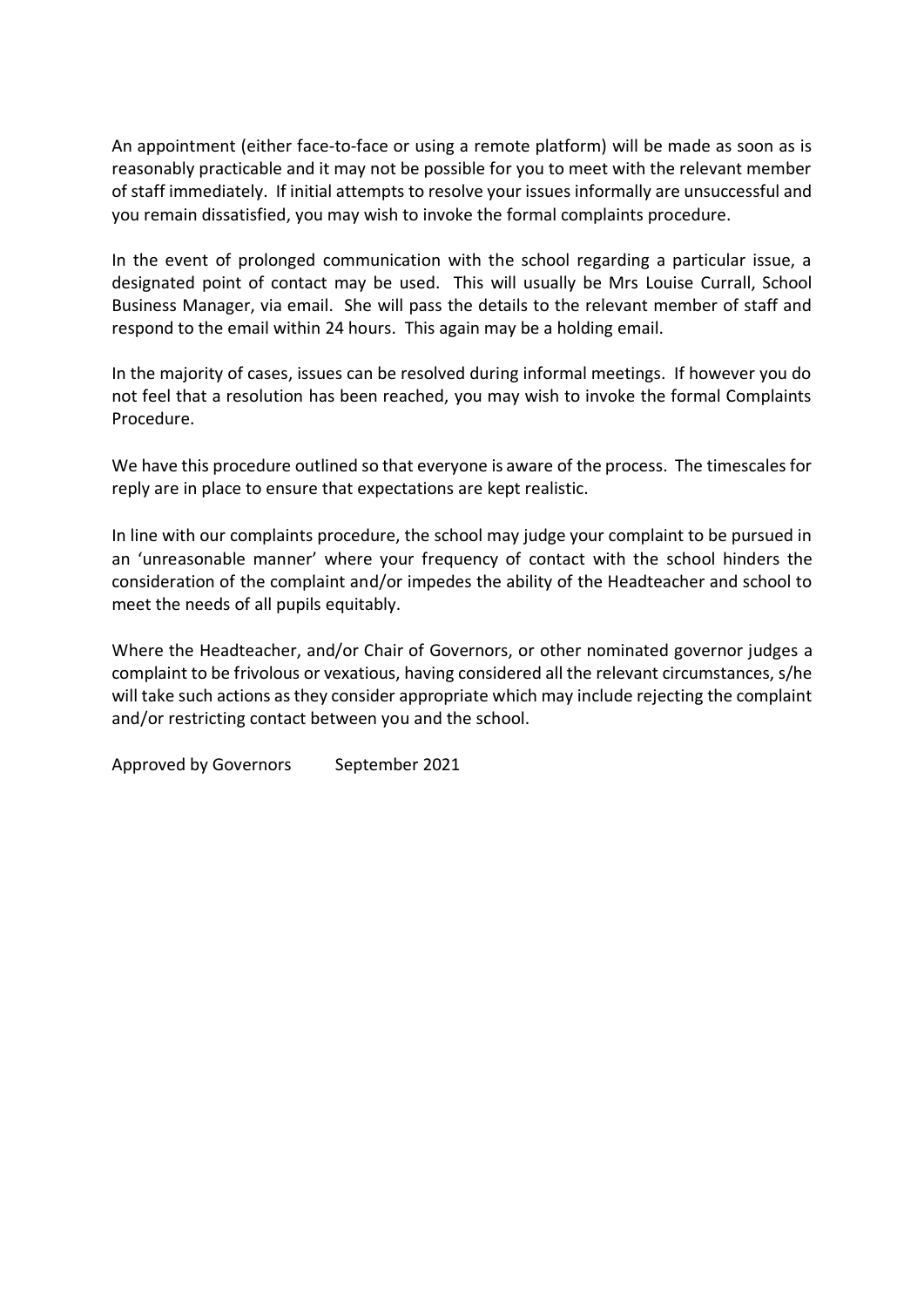An appointment (either face-to-face or using a remote platform) will be made as soon as is reasonably practicable and it may not be possible for you to meet with the relevant member of staff immediately. If initial attempts to resolve your issues informally are unsuccessful and you remain dissatisfied, you may wish to invoke the formal complaints procedure.

In the event of prolonged communication with the school regarding a particular issue, a designated point of contact may be used. This will usually be Mrs Louise Currall, School Business Manager, via email. She will pass the details to the relevant member of staff and respond to the email within 24 hours. This again may be a holding email.

In the majority of cases, issues can be resolved during informal meetings. If however you do not feel that a resolution has been reached, you may wish to invoke the formal Complaints Procedure.

We have this procedure outlined so that everyone is aware of the process. The timescales for reply are in place to ensure that expectations are kept realistic.

In line with our complaints procedure, the school may judge your complaint to be pursued in an 'unreasonable manner' where your frequency of contact with the school hinders the consideration of the complaint and/or impedes the ability of the Headteacher and school to meet the needs of all pupils equitably.

Where the Headteacher, and/or Chair of Governors, or other nominated governor judges a complaint to be frivolous or vexatious, having considered all the relevant circumstances, s/he will take such actions as they consider appropriate which may include rejecting the complaint and/or restricting contact between you and the school.

Approved by Governors September 2021